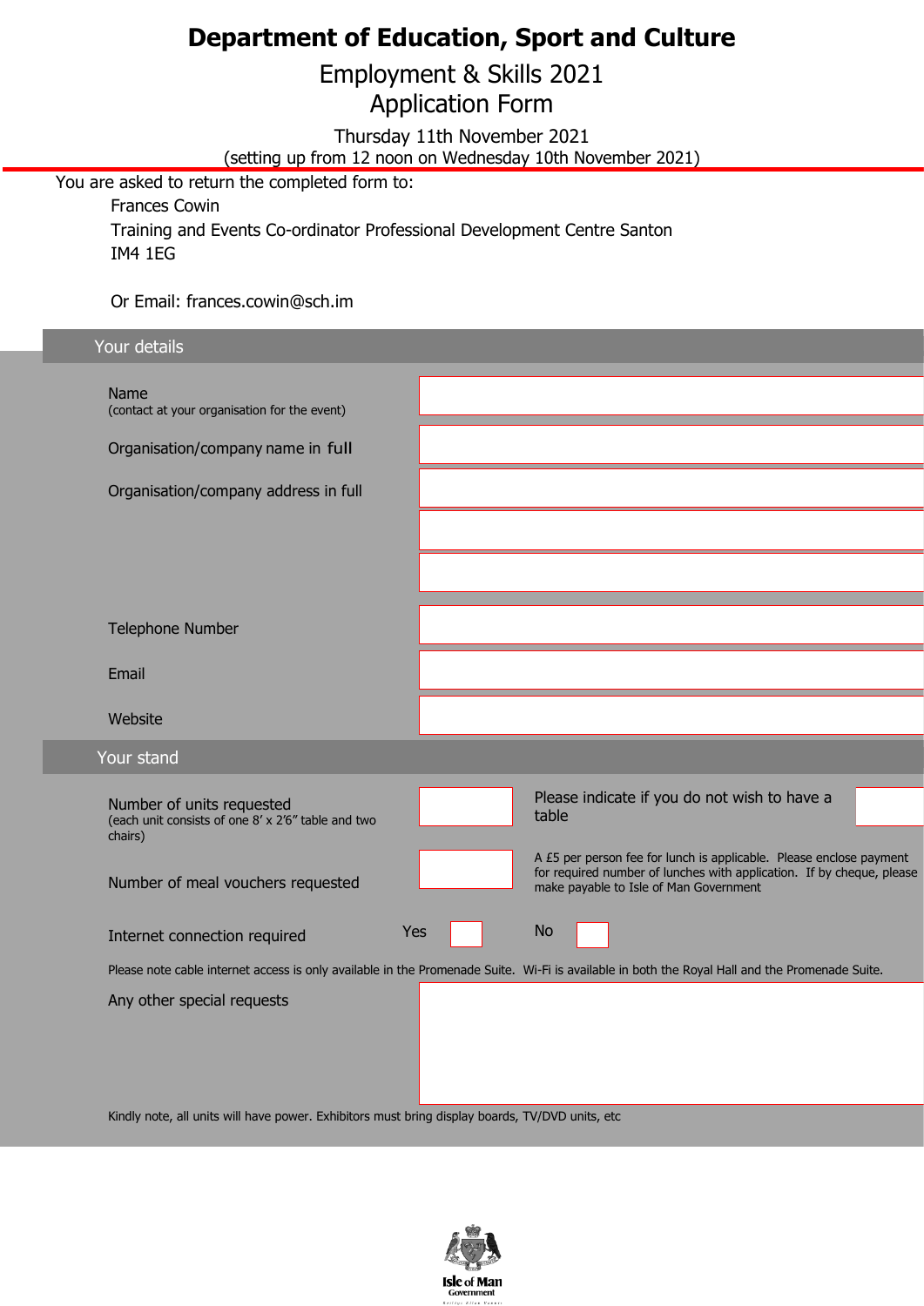# Department of Education, Sport and Culture

## Employment & Skills 2021
## Application Form

Thursday 11th November 2021
(setting up from 12 noon on Wednesday 10th November 2021)

You are asked to return the completed form to:

Frances Cowin
Training and Events Co-ordinator Professional Development Centre Santon
IM4 1EG

Or Email: frances.cowin@sch.im

### Your details

| | |
|---|---|
| Name (contact at your organisation for the event) | |
| Organisation/company name in full | |
| Organisation/company address in full | |
| | |
| | |
| Telephone Number | |
| Email | |
| Website | |

### Your stand

| | | | |
|---|---|---|---|
| Number of units requested (each unit consists of one 8' x 2'6" table and two chairs) | | Please indicate if you do not wish to have a table | |
| Number of meal vouchers requested | | A £5 per person fee for lunch is applicable. Please enclose payment for required number of lunches with application. If by cheque, please make payable to Isle of Man Government | |
| Internet connection required | Yes ☐ | No ☐ | |

Please note cable internet access is only available in the Promenade Suite. Wi-Fi is available in both the Royal Hall and the Promenade Suite.

Any other special requests

Kindly note, all units will have power. Exhibitors must bring display boards, TV/DVD units, etc

Isle of Man Government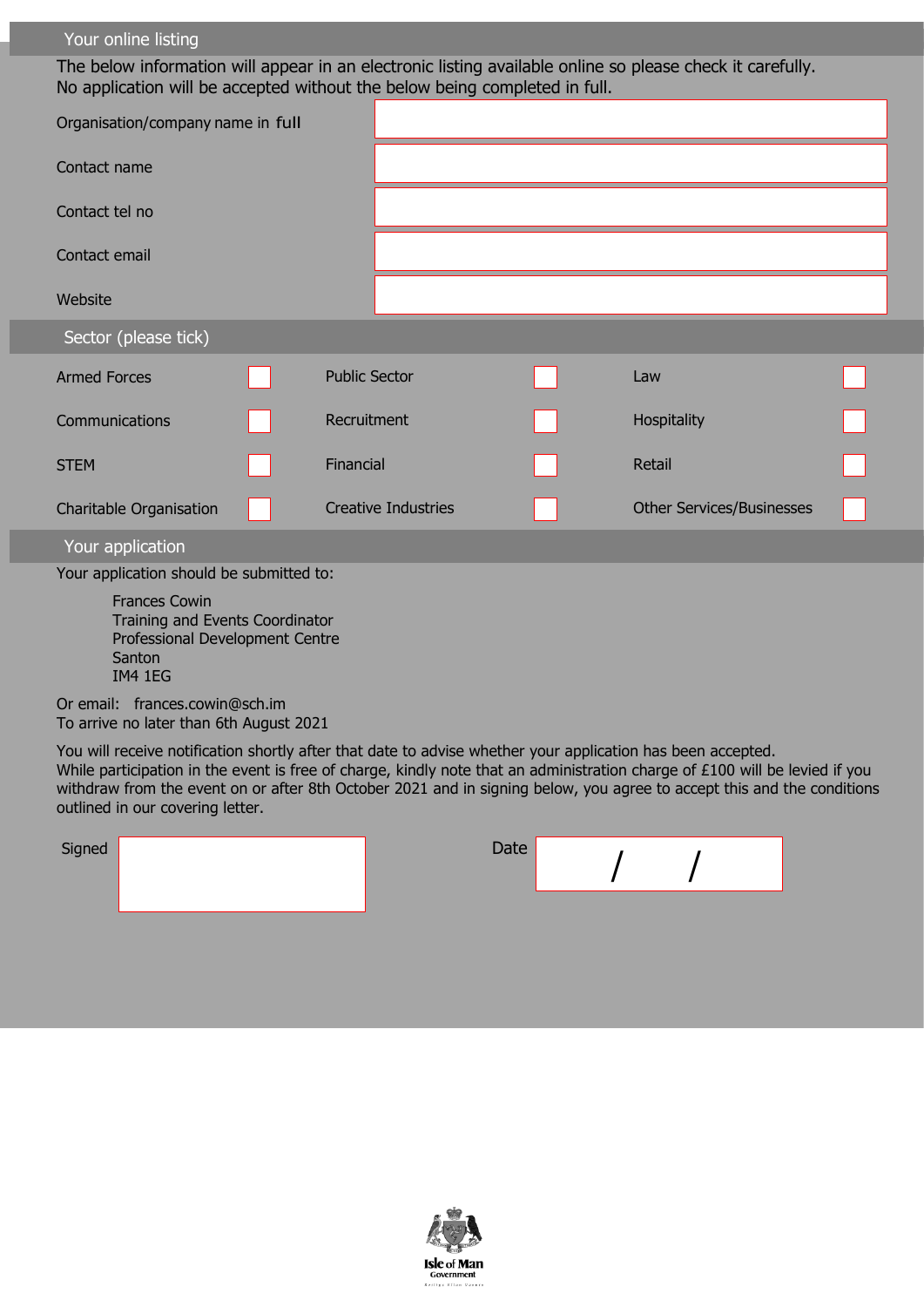## Your online listing

The below information will appear in an electronic listing available online so please check it carefully.
No application will be accepted without the below being completed in full.

| | |
|---|---|
| Organisation/company name in full | |
| Contact name | |
| Contact tel no | |
| Contact email | |
| Website | |

## Sector (please tick)

| | | | | | |
|---|---|---|---|---|---|
| Armed Forces | ☐ | Public Sector | ☐ | Law | ☐ |
| Communications | ☐ | Recruitment | ☐ | Hospitality | ☐ |
| STEM | ☐ | Financial | ☐ | Retail | ☐ |
| Charitable Organisation | ☐ | Creative Industries | ☐ | Other Services/Businesses | ☐ |

## Your application

Your application should be submitted to:

Frances Cowin
Training and Events Coordinator
Professional Development Centre
Santon
IM4 1EG

Or email: frances.cowin@sch.im
To arrive no later than 6th August 2021

You will receive notification shortly after that date to advise whether your application has been accepted.
While participation in the event is free of charge, kindly note that an administration charge of £100 will be levied if you withdraw from the event on or after 8th October 2021 and in signing below, you agree to accept this and the conditions outlined in our covering letter.

Signed ____________________ Date ___ / ___ / ___

Isle of Man Government
Reiltys Ellan Vannin